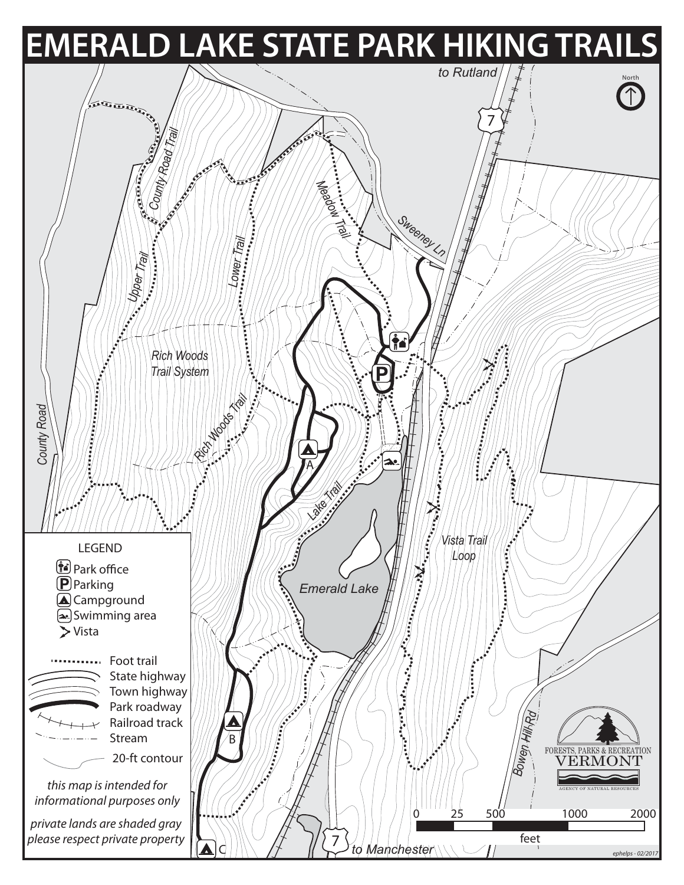# EMERALD LAKE STATE PARK HIKING TRAILS

to Rutland

North

7

County Road Trail

Upper Trail

Lower Trail

Meadow Trail

Sweeney Ln

Rich Woods Trail System

Rich Woods Trail

County Road

A

Lake Trail

Vista Trail Loop

Emerald Lake

B

C

Bowen Hill Rd

7

to Manchester

LEGEND

- Park office
- Parking
- Campground
- Swimming area
- Vista
- Foot trail
- State highway
- Town highway
- Park roadway
- Railroad track
- Stream
- 20-ft contour

*this map is intended for informational purposes only*

*private lands are shaded gray please respect private property*

0 25 500 1000 2000

feet

FORESTS, PARKS & RECREATION VERMONT

AGENCY OF NATURAL RESOURCES

ephelps - 02/2017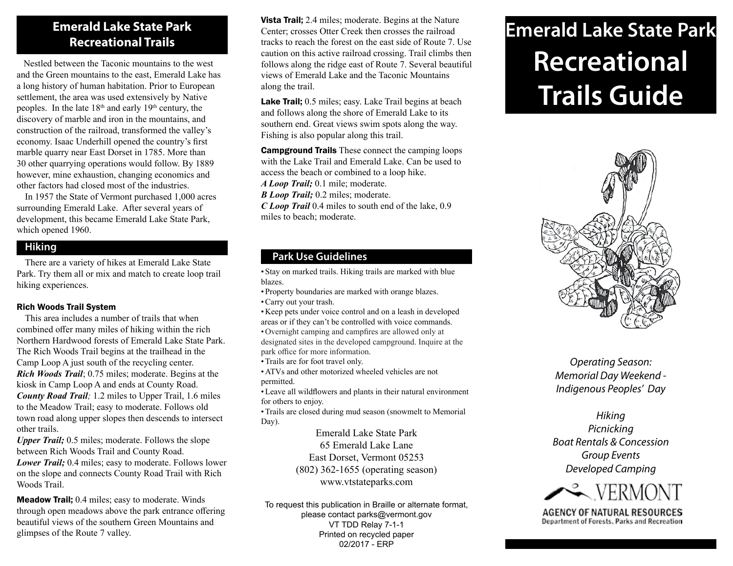## Emerald Lake State Park Recreational Trails

Nestled between the Taconic mountains to the west and the Green mountains to the east, Emerald Lake has a long history of human habitation. Prior to European settlement, the area was used extensively by Native peoples. In the late 18th and early 19th century, the discovery of marble and iron in the mountains, and construction of the railroad, transformed the valley's economy. Isaac Underhill opened the country's first marble quarry near East Dorset in 1785. More than 30 other quarrying operations would follow. By 1889 however, mine exhaustion, changing economics and other factors had closed most of the industries.

In 1957 the State of Vermont purchased 1,000 acres surrounding Emerald Lake. After several years of development, this became Emerald Lake State Park, which opened 1960.

### Hiking

There are a variety of hikes at Emerald Lake State Park. Try them all or mix and match to create loop trail hiking experiences.

#### Rich Woods Trail System

This area includes a number of trails that when combined offer many miles of hiking within the rich Northern Hardwood forests of Emerald Lake State Park. The Rich Woods Trail begins at the trailhead in the Camp Loop A just south of the recycling center.

***Rich Woods Trail***; 0.75 miles; moderate. Begins at the kiosk in Camp Loop A and ends at County Road.

***County Road Trail****;* 1.2 miles to Upper Trail, 1.6 miles to the Meadow Trail; easy to moderate. Follows old town road along upper slopes then descends to intersect other trails.

***Upper Trail;*** 0.5 miles; moderate. Follows the slope between Rich Woods Trail and County Road.

***Lower Trail;*** 0.4 miles; easy to moderate. Follows lower on the slope and connects County Road Trail with Rich Woods Trail.

**Meadow Trail;** 0.4 miles; easy to moderate. Winds through open meadows above the park entrance offering beautiful views of the southern Green Mountains and glimpses of the Route 7 valley.

**Vista Trail;** 2.4 miles; moderate. Begins at the Nature Center; crosses Otter Creek then crosses the railroad tracks to reach the forest on the east side of Route 7. Use caution on this active railroad crossing. Trail climbs then follows along the ridge east of Route 7. Several beautiful views of Emerald Lake and the Taconic Mountains along the trail.

**Lake Trail;** 0.5 miles; easy. Lake Trail begins at beach and follows along the shore of Emerald Lake to its southern end. Great views swim spots along the way. Fishing is also popular along this trail.

**Campground Trails** These connect the camping loops with the Lake Trail and Emerald Lake. Can be used to access the beach or combined to a loop hike.

***A Loop Trail;*** 0.1 mile; moderate.

***B Loop Trail;*** 0.2 miles; moderate.

***C Loop Trail*** 0.4 miles to south end of the lake, 0.9 miles to beach; moderate.

### Park Use Guidelines

- Stay on marked trails. Hiking trails are marked with blue blazes.
- Property boundaries are marked with orange blazes.
- Carry out your trash.
- Keep pets under voice control and on a leash in developed areas or if they can't be controlled with voice commands.
- Overnight camping and campfires are allowed only at designated sites in the developed campground. Inquire at the park office for more information.
- Trails are for foot travel only.
- ATVs and other motorized wheeled vehicles are not permitted.
- Leave all wildflowers and plants in their natural environment for others to enjoy.
- Trails are closed during mud season (snowmelt to Memorial Day).

Emerald Lake State Park
65 Emerald Lake Lane
East Dorset, Vermont 05253
(802) 362-1655 (operating season)
www.vtstateparks.com

To request this publication in Braille or alternate format, please contact parks@vermont.gov
VT TDD Relay 7-1-1
Printed on recycled paper
02/2017 - ERP

# Emerald Lake State Park
# Recreational Trails Guide

*Operating Season:*
*Memorial Day Weekend - Indigenous Peoples' Day*

*Hiking*
*Picnicking*
*Boat Rentals & Concession*
*Group Events*
*Developed Camping*

VERMONT
AGENCY OF NATURAL RESOURCES
Department of Forests, Parks and Recreation